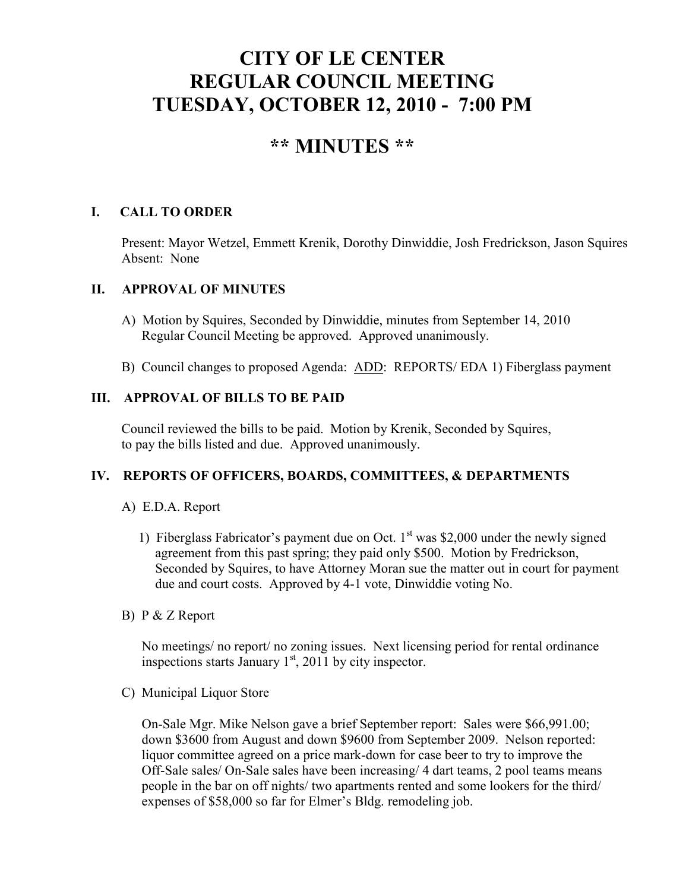# CITY OF LE CENTER
# REGULAR COUNCIL MEETING
# TUESDAY, OCTOBER 12, 2010 - 7:00 PM

# ** MINUTES **

## I. CALL TO ORDER

Present: Mayor Wetzel, Emmett Krenik, Dorothy Dinwiddie, Josh Fredrickson, Jason Squires
Absent: None

## II. APPROVAL OF MINUTES

A) Motion by Squires, Seconded by Dinwiddie, minutes from September 14, 2010 Regular Council Meeting be approved. Approved unanimously.

B) Council changes to proposed Agenda: ADD: REPORTS/ EDA 1) Fiberglass payment

## III. APPROVAL OF BILLS TO BE PAID

Council reviewed the bills to be paid. Motion by Krenik, Seconded by Squires, to pay the bills listed and due. Approved unanimously.

## IV. REPORTS OF OFFICERS, BOARDS, COMMITTEES, & DEPARTMENTS

A) E.D.A. Report

1) Fiberglass Fabricator's payment due on Oct. 1st was $2,000 under the newly signed agreement from this past spring; they paid only $500. Motion by Fredrickson, Seconded by Squires, to have Attorney Moran sue the matter out in court for payment due and court costs. Approved by 4-1 vote, Dinwiddie voting No.

B) P & Z Report

No meetings/ no report/ no zoning issues. Next licensing period for rental ordinance inspections starts January 1st, 2011 by city inspector.

C) Municipal Liquor Store

On-Sale Mgr. Mike Nelson gave a brief September report: Sales were $66,991.00; down $3600 from August and down $9600 from September 2009. Nelson reported: liquor committee agreed on a price mark-down for case beer to try to improve the Off-Sale sales/ On-Sale sales have been increasing/ 4 dart teams, 2 pool teams means people in the bar on off nights/ two apartments rented and some lookers for the third/ expenses of $58,000 so far for Elmer's Bldg. remodeling job.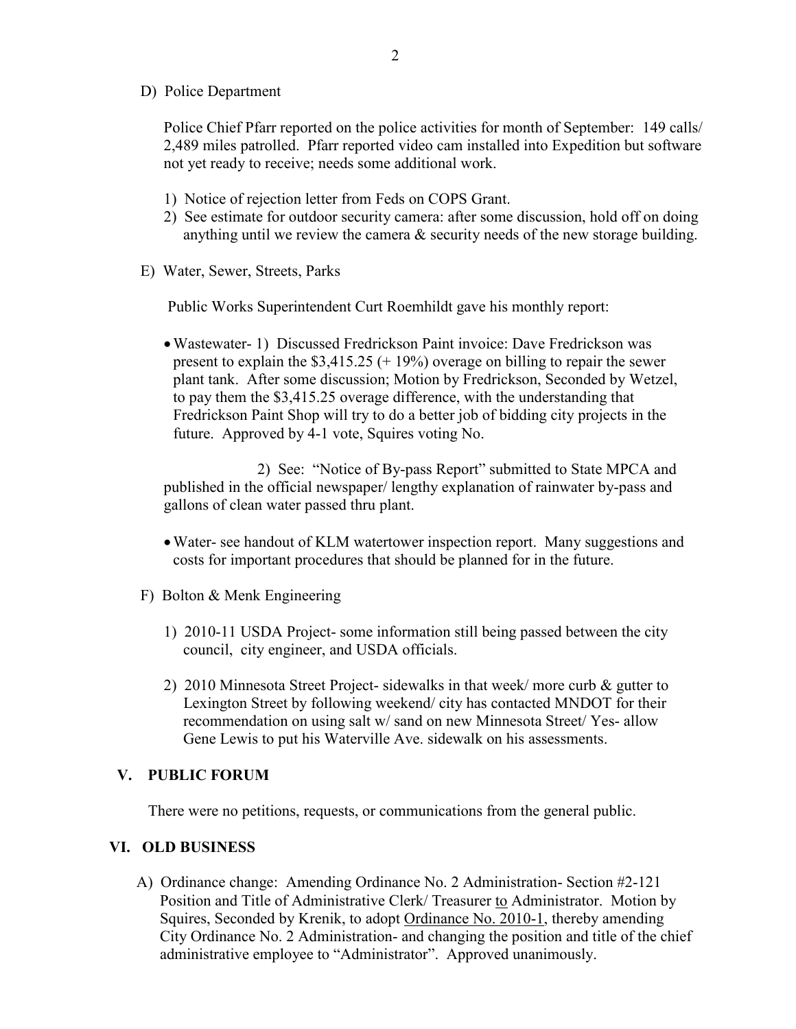D) Police Department

Police Chief Pfarr reported on the police activities for month of September: 149 calls/ 2,489 miles patrolled. Pfarr reported video cam installed into Expedition but software not yet ready to receive; needs some additional work.

1) Notice of rejection letter from Feds on COPS Grant.
2) See estimate for outdoor security camera: after some discussion, hold off on doing anything until we review the camera & security needs of the new storage building.

E) Water, Sewer, Streets, Parks

Public Works Superintendent Curt Roemhildt gave his monthly report:

- Wastewater- 1) Discussed Fredrickson Paint invoice: Dave Fredrickson was present to explain the $3,415.25 (+ 19%) overage on billing to repair the sewer plant tank. After some discussion; Motion by Fredrickson, Seconded by Wetzel, to pay them the $3,415.25 overage difference, with the understanding that Fredrickson Paint Shop will try to do a better job of bidding city projects in the future. Approved by 4-1 vote, Squires voting No.

  2) See: "Notice of By-pass Report" submitted to State MPCA and published in the official newspaper/ lengthy explanation of rainwater by-pass and gallons of clean water passed thru plant.

- Water- see handout of KLM watertower inspection report. Many suggestions and costs for important procedures that should be planned for in the future.

F) Bolton & Menk Engineering

1) 2010-11 USDA Project- some information still being passed between the city council, city engineer, and USDA officials.

2) 2010 Minnesota Street Project- sidewalks in that week/ more curb & gutter to Lexington Street by following weekend/ city has contacted MNDOT for their recommendation on using salt w/ sand on new Minnesota Street/ Yes- allow Gene Lewis to put his Waterville Ave. sidewalk on his assessments.

## V. PUBLIC FORUM

There were no petitions, requests, or communications from the general public.

## VI. OLD BUSINESS

A) Ordinance change: Amending Ordinance No. 2 Administration- Section #2-121 Position and Title of Administrative Clerk/ Treasurer <u>to</u> Administrator. Motion by Squires, Seconded by Krenik, to adopt <u>Ordinance No. 2010-1</u>, thereby amending City Ordinance No. 2 Administration- and changing the position and title of the chief administrative employee to "Administrator". Approved unanimously.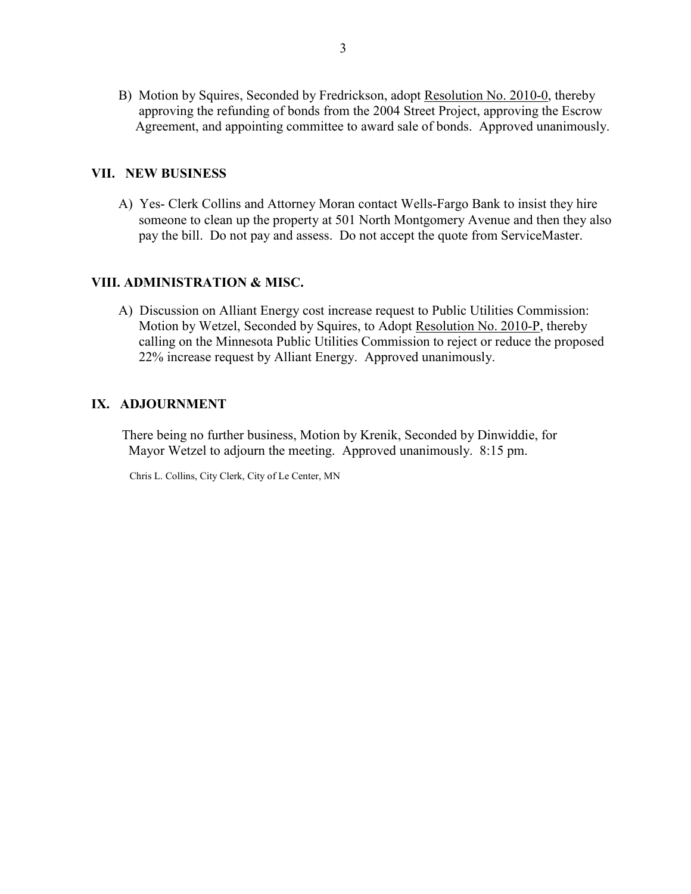B) Motion by Squires, Seconded by Fredrickson, adopt Resolution No. 2010-0, thereby approving the refunding of bonds from the 2004 Street Project, approving the Escrow Agreement, and appointing committee to award sale of bonds. Approved unanimously.

## VII. NEW BUSINESS

A) Yes- Clerk Collins and Attorney Moran contact Wells-Fargo Bank to insist they hire someone to clean up the property at 501 North Montgomery Avenue and then they also pay the bill. Do not pay and assess. Do not accept the quote from ServiceMaster.

## VIII. ADMINISTRATION & MISC.

A) Discussion on Alliant Energy cost increase request to Public Utilities Commission: Motion by Wetzel, Seconded by Squires, to Adopt Resolution No. 2010-P, thereby calling on the Minnesota Public Utilities Commission to reject or reduce the proposed 22% increase request by Alliant Energy. Approved unanimously.

## IX. ADJOURNMENT

There being no further business, Motion by Krenik, Seconded by Dinwiddie, for Mayor Wetzel to adjourn the meeting. Approved unanimously. 8:15 pm.

Chris L. Collins, City Clerk, City of Le Center, MN